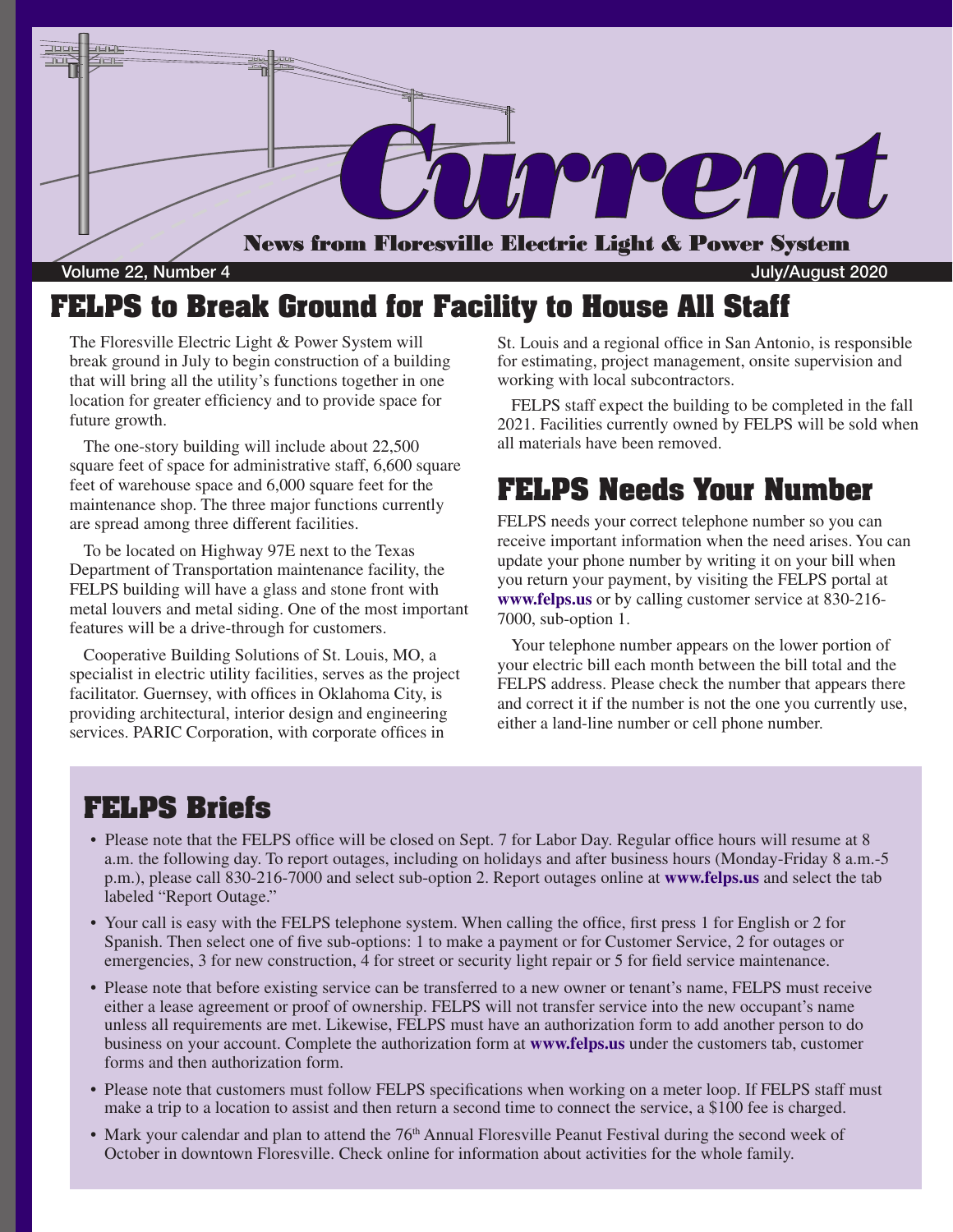# Current

News from Floresville Electric Light & Power System

Volume 22, Number 4 July/August 2020

## FELPS to Break Ground for Facility to House All Staff

The Floresville Electric Light & Power System will break ground in July to begin construction of a building that will bring all the utility's functions together in one location for greater efficiency and to provide space for future growth.

The one-story building will include about 22,500 square feet of space for administrative staff, 6,600 square feet of warehouse space and 6,000 square feet for the maintenance shop. The three major functions currently are spread among three different facilities.

To be located on Highway 97E next to the Texas Department of Transportation maintenance facility, the FELPS building will have a glass and stone front with metal louvers and metal siding. One of the most important features will be a drive-through for customers.

Cooperative Building Solutions of St. Louis, MO, a specialist in electric utility facilities, serves as the project facilitator. Guernsey, with offices in Oklahoma City, is providing architectural, interior design and engineering services. PARIC Corporation, with corporate offices in St. Louis and a regional office in San Antonio, is responsible for estimating, project management, onsite supervision and working with local subcontractors.

FELPS staff expect the building to be completed in the fall 2021. Facilities currently owned by FELPS will be sold when all materials have been removed.

## FELPS Needs Your Number

FELPS needs your correct telephone number so you can receive important information when the need arises. You can update your phone number by writing it on your bill when you return your payment, by visiting the FELPS portal at **www.felps.us** or by calling customer service at 830-216-7000, sub-option 1.

Your telephone number appears on the lower portion of your electric bill each month between the bill total and the FELPS address. Please check the number that appears there and correct it if the number is not the one you currently use, either a land-line number or cell phone number.

## FELPS Briefs

- Please note that the FELPS office will be closed on Sept. 7 for Labor Day. Regular office hours will resume at 8 a.m. the following day. To report outages, including on holidays and after business hours (Monday-Friday 8 a.m.-5 p.m.), please call 830-216-7000 and select sub-option 2. Report outages online at **www.felps.us** and select the tab labeled "Report Outage."
- Your call is easy with the FELPS telephone system. When calling the office, first press 1 for English or 2 for Spanish. Then select one of five sub-options: 1 to make a payment or for Customer Service, 2 for outages or emergencies, 3 for new construction, 4 for street or security light repair or 5 for field service maintenance.
- Please note that before existing service can be transferred to a new owner or tenant's name, FELPS must receive either a lease agreement or proof of ownership. FELPS will not transfer service into the new occupant's name unless all requirements are met. Likewise, FELPS must have an authorization form to add another person to do business on your account. Complete the authorization form at **www.felps.us** under the customers tab, customer forms and then authorization form.
- Please note that customers must follow FELPS specifications when working on a meter loop. If FELPS staff must make a trip to a location to assist and then return a second time to connect the service, a $100 fee is charged.
- Mark your calendar and plan to attend the 76th Annual Floresville Peanut Festival during the second week of October in downtown Floresville. Check online for information about activities for the whole family.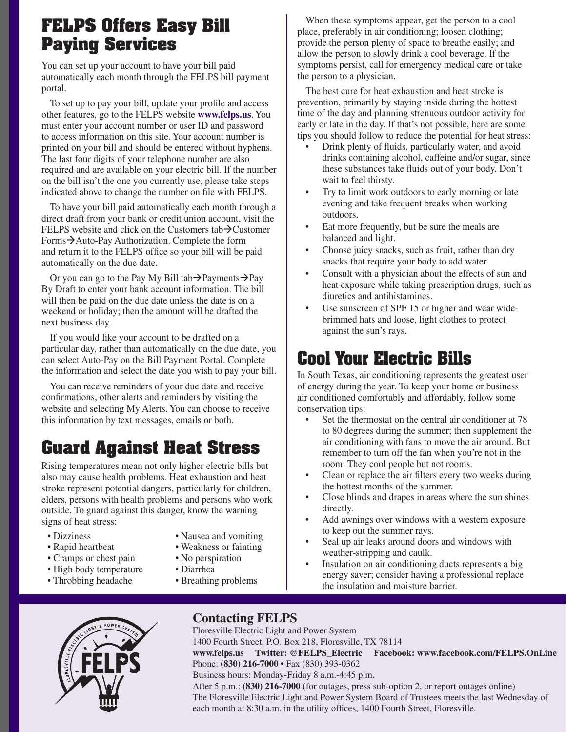## FELPS Offers Easy Bill Paying Services

You can set up your account to have your bill paid automatically each month through the FELPS bill payment portal.

To set up to pay your bill, update your profile and access other features, go to the FELPS website **www.felps.us**. You must enter your account number or user ID and password to access information on this site. Your account number is printed on your bill and should be entered without hyphens. The last four digits of your telephone number are also required and are available on your electric bill. If the number on the bill isn't the one you currently use, please take steps indicated above to change the number on file with FELPS.

To have your bill paid automatically each month through a direct draft from your bank or credit union account, visit the FELPS website and click on the Customers tab→Customer Forms→Auto-Pay Authorization. Complete the form and return it to the FELPS office so your bill will be paid automatically on the due date.

Or you can go to the Pay My Bill tab→Payments→Pay By Draft to enter your bank account information. The bill will then be paid on the due date unless the date is on a weekend or holiday; then the amount will be drafted the next business day.

If you would like your account to be drafted on a particular day, rather than automatically on the due date, you can select Auto-Pay on the Bill Payment Portal. Complete the information and select the date you wish to pay your bill.

You can receive reminders of your due date and receive confirmations, other alerts and reminders by visiting the website and selecting My Alerts. You can choose to receive this information by text messages, emails or both.

## Guard Against Heat Stress

Rising temperatures mean not only higher electric bills but also may cause health problems. Heat exhaustion and heat stroke represent potential dangers, particularly for children, elders, persons with health problems and persons who work outside. To guard against this danger, know the warning signs of heat stress:

- Dizziness
- Rapid heartbeat
- Cramps or chest pain
- High body temperature
- Throbbing headache
- Nausea and vomiting
- Weakness or fainting
- No perspiration
- Diarrhea
- Breathing problems

When these symptoms appear, get the person to a cool place, preferably in air conditioning; loosen clothing; provide the person plenty of space to breathe easily; and allow the person to slowly drink a cool beverage. If the symptoms persist, call for emergency medical care or take the person to a physician.

The best cure for heat exhaustion and heat stroke is prevention, primarily by staying inside during the hottest time of the day and planning strenuous outdoor activity for early or late in the day. If that's not possible, here are some tips you should follow to reduce the potential for heat stress:

- Drink plenty of fluids, particularly water, and avoid drinks containing alcohol, caffeine and/or sugar, since these substances take fluids out of your body. Don't wait to feel thirsty.
- Try to limit work outdoors to early morning or late evening and take frequent breaks when working outdoors.
- Eat more frequently, but be sure the meals are balanced and light.
- Choose juicy snacks, such as fruit, rather than dry snacks that require your body to add water.
- Consult with a physician about the effects of sun and heat exposure while taking prescription drugs, such as diuretics and antihistamines.
- Use sunscreen of SPF 15 or higher and wear wide-brimmed hats and loose, light clothes to protect against the sun's rays.

## Cool Your Electric Bills

In South Texas, air conditioning represents the greatest user of energy during the year. To keep your home or business air conditioned comfortably and affordably, follow some conservation tips:

- Set the thermostat on the central air conditioner at 78 to 80 degrees during the summer; then supplement the air conditioning with fans to move the air around. But remember to turn off the fan when you're not in the room. They cool people but not rooms.
- Clean or replace the air filters every two weeks during the hottest months of the summer.
- Close blinds and drapes in areas where the sun shines directly.
- Add awnings over windows with a western exposure to keep out the summer rays.
- Seal up air leaks around doors and windows with weather-stripping and caulk.
- Insulation on air conditioning ducts represents a big energy saver; consider having a professional replace the insulation and moisture barrier.

### Contacting FELPS

Floresville Electric Light and Power System
1400 Fourth Street, P.O. Box 218, Floresville, TX 78114
**www.felps.us Twitter: @FELPS_Electric Facebook: www.facebook.com/FELPS.OnLine**
Phone: **(830) 216-7000** • Fax (830) 393-0362
Business hours: Monday-Friday 8 a.m.-4:45 p.m.
After 5 p.m.: **(830) 216-7000** (for outages, press sub-option 2, or report outages online)
The Floresville Electric Light and Power System Board of Trustees meets the last Wednesday of each month at 8:30 a.m. in the utility offices, 1400 Fourth Street, Floresville.